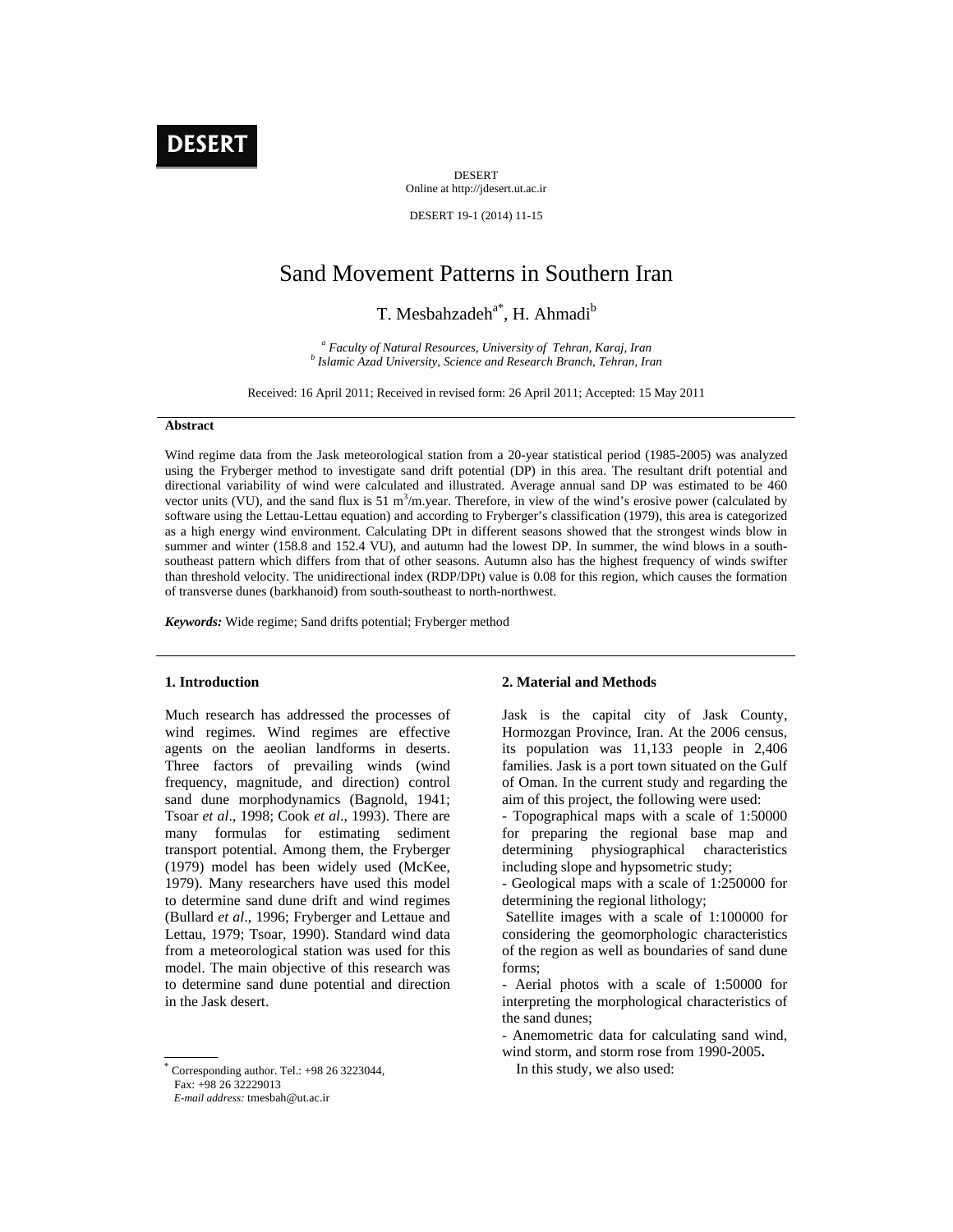# Sand Movement Patterns in Southern Iran

T. Mesbahzadeh[a*], H. Ahmadi[b]

[a] *Faculty of Natural Resources, University of Tehran, Karaj, Iran*
[b] *Islamic Azad University, Science and Research Branch, Tehran, Iran*

Received: 16 April 2011; Received in revised form: 26 April 2011; Accepted: 15 May 2011

### Abstract

Wind regime data from the Jask meteorological station from a 20-year statistical period (1985-2005) was analyzed using the Fryberger method to investigate sand drift potential (DP) in this area. The resultant drift potential and directional variability of wind were calculated and illustrated. Average annual sand DP was estimated to be 460 vector units (VU), and the sand flux is 51 $m^3$/m.year. Therefore, in view of the wind's erosive power (calculated by software using the Lettau-Lettau equation) and according to Fryberger's classification (1979), this area is categorized as a high energy wind environment. Calculating DPt in different seasons showed that the strongest winds blow in summer and winter (158.8 and 152.4 VU), and autumn had the lowest DP. In summer, the wind blows in a south-southeast pattern which differs from that of other seasons. Autumn also has the highest frequency of winds swifter than threshold velocity. The unidirectional index (RDP/DPt) value is 0.08 for this region, which causes the formation of transverse dunes (barkhanoid) from south-southeast to north-northwest.

***Keywords:*** Wide regime; Sand drifts potential; Fryberger method

## 1. Introduction

Much research has addressed the processes of wind regimes. Wind regimes are effective agents on the aeolian landforms in deserts. Three factors of prevailing winds (wind frequency, magnitude, and direction) control sand dune morphodynamics (Bagnold, 1941; Tsoar *et al*., 1998; Cook *et al*., 1993). There are many formulas for estimating sediment transport potential. Among them, the Fryberger (1979) model has been widely used (McKee, 1979). Many researchers have used this model to determine sand dune drift and wind regimes (Bullard *et al*., 1996; Fryberger and Lettaue and Lettau, 1979; Tsoar, 1990). Standard wind data from a meteorological station was used for this model. The main objective of this research was to determine sand dune potential and direction in the Jask desert.

## 2. Material and Methods

Jask is the capital city of Jask County, Hormozgan Province, Iran. At the 2006 census, its population was 11,133 people in 2,406 families. Jask is a port town situated on the Gulf of Oman. In the current study and regarding the aim of this project, the following were used:

- Topographical maps with a scale of 1:50000 for preparing the regional base map and determining physiographical characteristics including slope and hypsometric study;
- Geological maps with a scale of 1:250000 for determining the regional lithology;
- Satellite images with a scale of 1:100000 for considering the geomorphologic characteristics of the region as well as boundaries of sand dune forms;
- Aerial photos with a scale of 1:50000 for interpreting the morphological characteristics of the sand dunes;
- Anemometric data for calculating sand wind, wind storm, and storm rose from 1990-2005**.**

In this study, we also used:

---

[*] Corresponding author. Tel.: +98 26 3223044,
Fax: +98 26 32229013
*E-mail address:* tmesbah@ut.ac.ir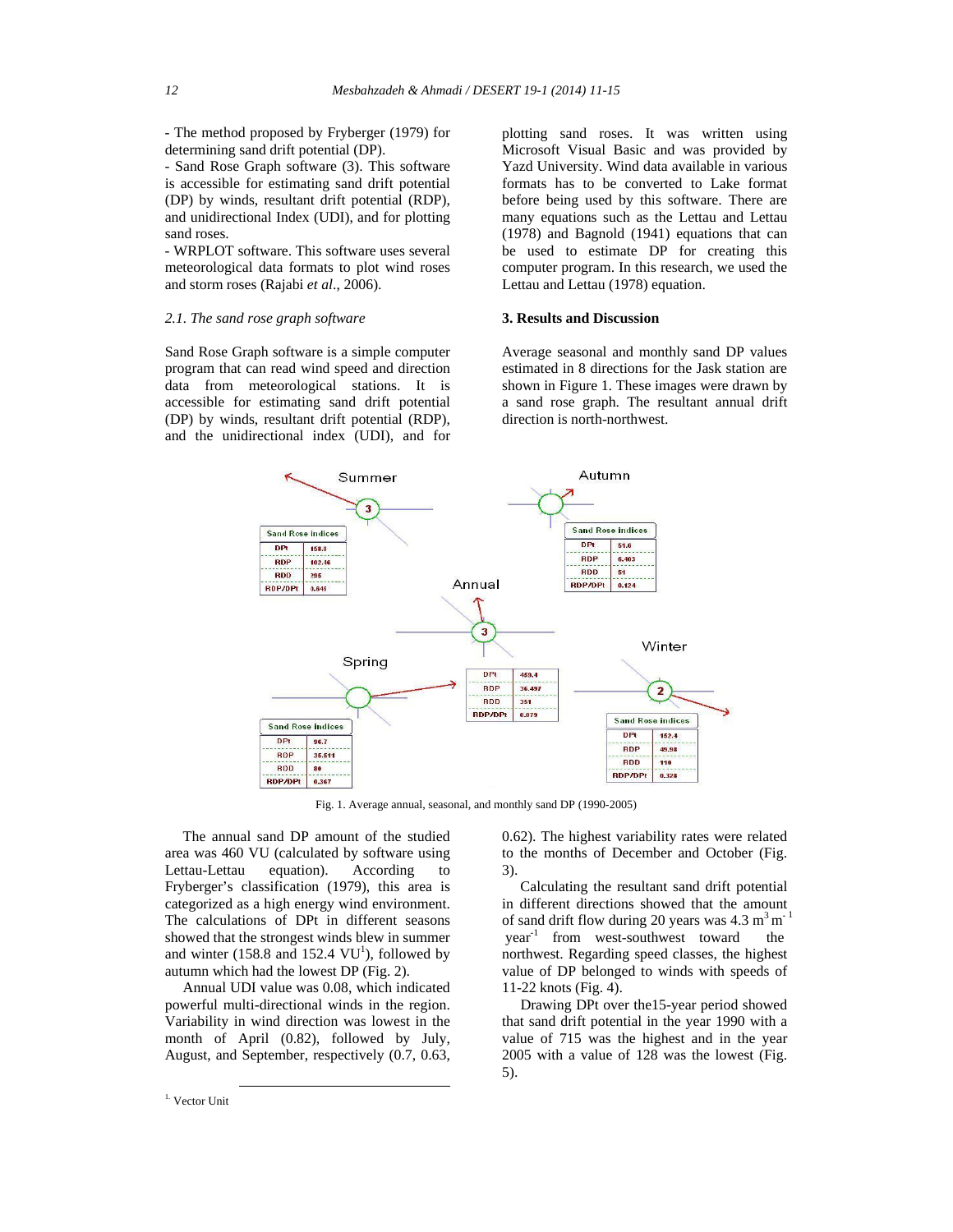- The method proposed by Fryberger (1979) for determining sand drift potential (DP).
- Sand Rose Graph software (3). This software is accessible for estimating sand drift potential (DP) by winds, resultant drift potential (RDP), and unidirectional Index (UDI), and for plotting sand roses.
- WRPLOT software. This software uses several meteorological data formats to plot wind roses and storm roses (Rajabi *et al*., 2006).

*2.1. The sand rose graph software*

Sand Rose Graph software is a simple computer program that can read wind speed and direction data from meteorological stations. It is accessible for estimating sand drift potential (DP) by winds, resultant drift potential (RDP), and the unidirectional index (UDI), and for plotting sand roses. It was written using Microsoft Visual Basic and was provided by Yazd University. Wind data available in various formats has to be converted to Lake format before being used by this software. There are many equations such as the Lettau and Lettau (1978) and Bagnold (1941) equations that can be used to estimate DP for creating this computer program. In this research, we used the Lettau and Lettau (1978) equation.

**3. Results and Discussion**

Average seasonal and monthly sand DP values estimated in 8 directions for the Jask station are shown in Figure 1. These images were drawn by a sand rose graph. The resultant annual drift direction is north-northwest.

| Summer | |
|---|---|
| DPt | 158.8 |
| RDP | 102.46 |
| RDD | 295 |
| RDP/DPt | 0.645 |

| Autumn | |
|---|---|
| DPt | 51.6 |
| RDP | 6.403 |
| RDD | 51 |
| RDP/DPt | 0.124 |

| Annual | |
|---|---|
| DPt | 459.4 |
| RDP | 36.497 |
| RDD | 351 |
| RDP/DPt | 0.079 |

| Spring | |
|---|---|
| DPt | 96.7 |
| RDP | 35.511 |
| RDD | 80 |
| RDP/DPt | 0.367 |

| Winter | |
|---|---|
| DPt | 152.4 |
| RDP | 49.98 |
| RDD | 110 |
| RDP/DPt | 0.328 |

Fig. 1. Average annual, seasonal, and monthly sand DP (1990-2005)

The annual sand DP amount of the studied area was 460 VU (calculated by software using Lettau-Lettau equation). According to Fryberger's classification (1979), this area is categorized as a high energy wind environment. The calculations of DPt in different seasons showed that the strongest winds blew in summer and winter (158.8 and 152.4 VU[1]), followed by autumn which had the lowest DP (Fig. 2).

Annual UDI value was 0.08, which indicated powerful multi-directional winds in the region. Variability in wind direction was lowest in the month of April (0.82), followed by July, August, and September, respectively (0.7, 0.63, 0.62). The highest variability rates were related to the months of December and October (Fig. 3).

Calculating the resultant sand drift potential in different directions showed that the amount of sand drift flow during 20 years was 4.3 $m^3 m^{-1} year^{-1}$ from west-southwest toward the northwest. Regarding speed classes, the highest value of DP belonged to winds with speeds of 11-22 knots (Fig. 4).

Drawing DPt over the15-year period showed that sand drift potential in the year 1990 with a value of 715 was the highest and in the year 2005 with a value of 128 was the lowest (Fig. 5).

[1] Vector Unit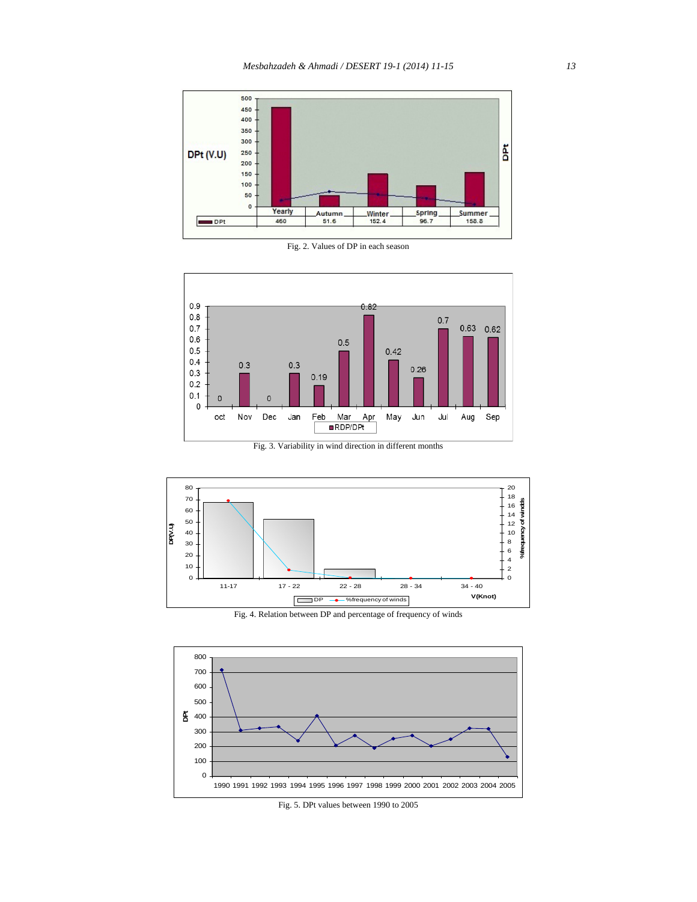| | Yearly | Autumn | Winter | Spring | Summer |
|---|---|---|---|---|---|
| DPt | 460 | 51.6 | 152.4 | 96.7 | 158.8 |

Fig. 2. Values of DP in each season

Fig. 3. Variability in wind direction in different months

Fig. 4. Relation between DP and percentage of frequency of winds

Fig. 5. DPt values between 1990 to 2005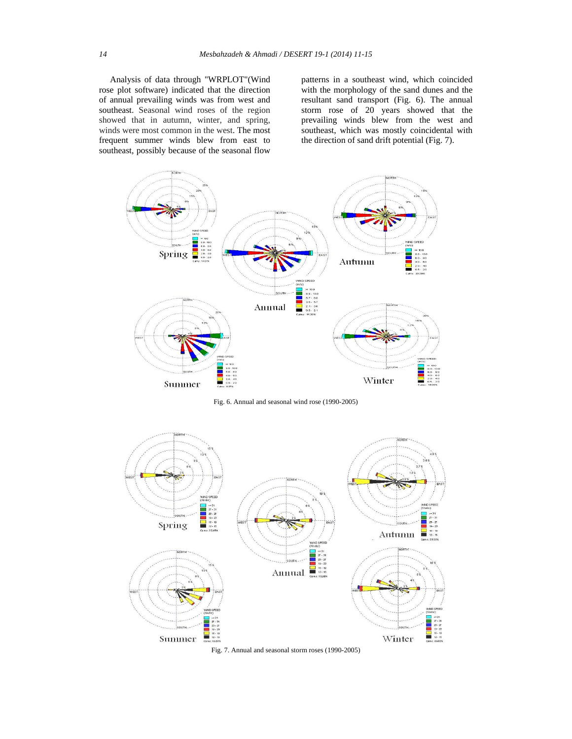Analysis of data through "WRPLOT"(Wind rose plot software) indicated that the direction of annual prevailing winds was from west and southeast. Seasonal wind roses of the region showed that in autumn, winter, and spring, winds were most common in the west. The most frequent summer winds blew from east to southeast, possibly because of the seasonal flow patterns in a southeast wind, which coincided with the morphology of the sand dunes and the resultant sand transport (Fig. 6). The annual storm rose of 20 years showed that the prevailing winds blew from the west and southeast, which was mostly coincidental with the direction of sand drift potential (Fig. 7).

Fig. 6. Annual and seasonal wind rose (1990-2005)

Fig. 7. Annual and seasonal storm roses (1990-2005)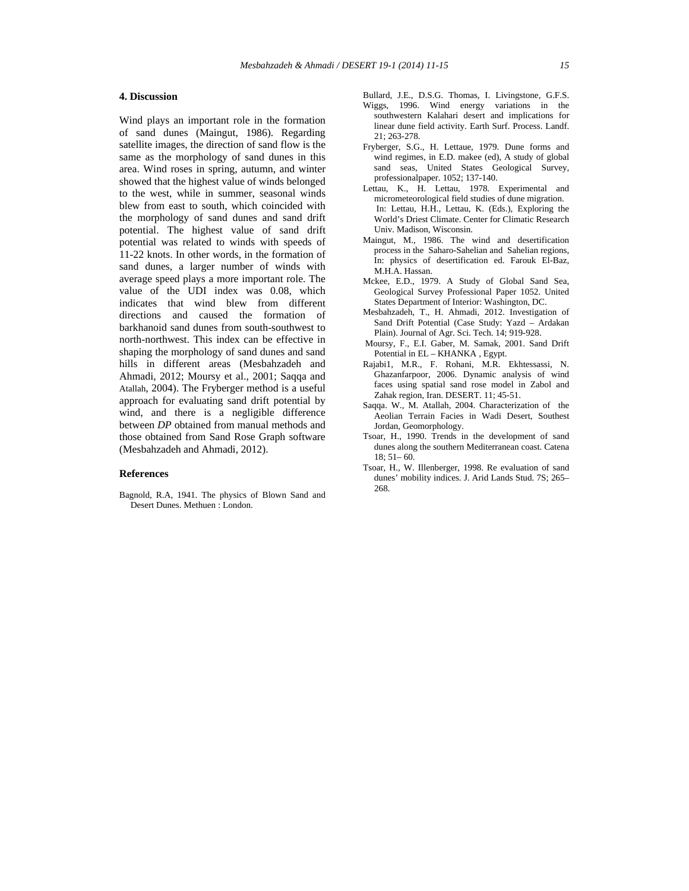## 4. Discussion

Wind plays an important role in the formation of sand dunes (Maingut, 1986). Regarding satellite images, the direction of sand flow is the same as the morphology of sand dunes in this area. Wind roses in spring, autumn, and winter showed that the highest value of winds belonged to the west, while in summer, seasonal winds blew from east to south, which coincided with the morphology of sand dunes and sand drift potential. The highest value of sand drift potential was related to winds with speeds of 11-22 knots. In other words, in the formation of sand dunes, a larger number of winds with average speed plays a more important role. The value of the UDI index was 0.08, which indicates that wind blew from different directions and caused the formation of barkhanoid sand dunes from south-southwest to north-northwest. This index can be effective in shaping the morphology of sand dunes and sand hills in different areas (Mesbahzadeh and Ahmadi, 2012; Moursy et al., 2001; Saqqa and Atallah, 2004). The Fryberger method is a useful approach for evaluating sand drift potential by wind, and there is a negligible difference between *DP* obtained from manual methods and those obtained from Sand Rose Graph software (Mesbahzadeh and Ahmadi, 2012).

## References

Bagnold, R.A, 1941. The physics of Blown Sand and Desert Dunes. Methuen : London.

Bullard, J.E., D.S.G. Thomas, I. Livingstone, G.F.S. Wiggs, 1996. Wind energy variations in the southwestern Kalahari desert and implications for linear dune field activity. Earth Surf. Process. Landf. 21; 263-278.

Fryberger, S.G., H. Lettaue, 1979. Dune forms and wind regimes, in E.D. makee (ed), A study of global sand seas, United States Geological Survey, professionalpaper. 1052; 137-140.

Lettau, K., H. Lettau, 1978. Experimental and micrometeorological field studies of dune migration. In: Lettau, H.H., Lettau, K. (Eds.), Exploring the World's Driest Climate. Center for Climatic Research Univ. Madison, Wisconsin.

Maingut, M., 1986. The wind and desertification process in the Saharo-Sahelian and Sahelian regions, In: physics of desertification ed. Farouk El-Baz, M.H.A. Hassan.

Mckee, E.D., 1979. A Study of Global Sand Sea, Geological Survey Professional Paper 1052. United States Department of Interior: Washington, DC.

Mesbahzadeh, T., H. Ahmadi, 2012. Investigation of Sand Drift Potential (Case Study: Yazd – Ardakan Plain). Journal of Agr. Sci. Tech. 14; 919-928.

Moursy, F., E.I. Gaber, M. Samak, 2001. Sand Drift Potential in EL – KHANKA , Egypt.

Rajabi1, M.R., F. Rohani, M.R. Ekhtessassi, N. Ghazanfarpoor, 2006. Dynamic analysis of wind faces using spatial sand rose model in Zabol and Zahak region, Iran. DESERT. 11; 45-51.

Saqqa. W., M. Atallah, 2004. Characterization of the Aeolian Terrain Facies in Wadi Desert, Southest Jordan, Geomorphology.

Tsoar, H., 1990. Trends in the development of sand dunes along the southern Mediterranean coast. Catena 18; 51– 60.

Tsoar, H., W. Illenberger, 1998. Re evaluation of sand dunes' mobility indices. J. Arid Lands Stud. 7S; 265–268.